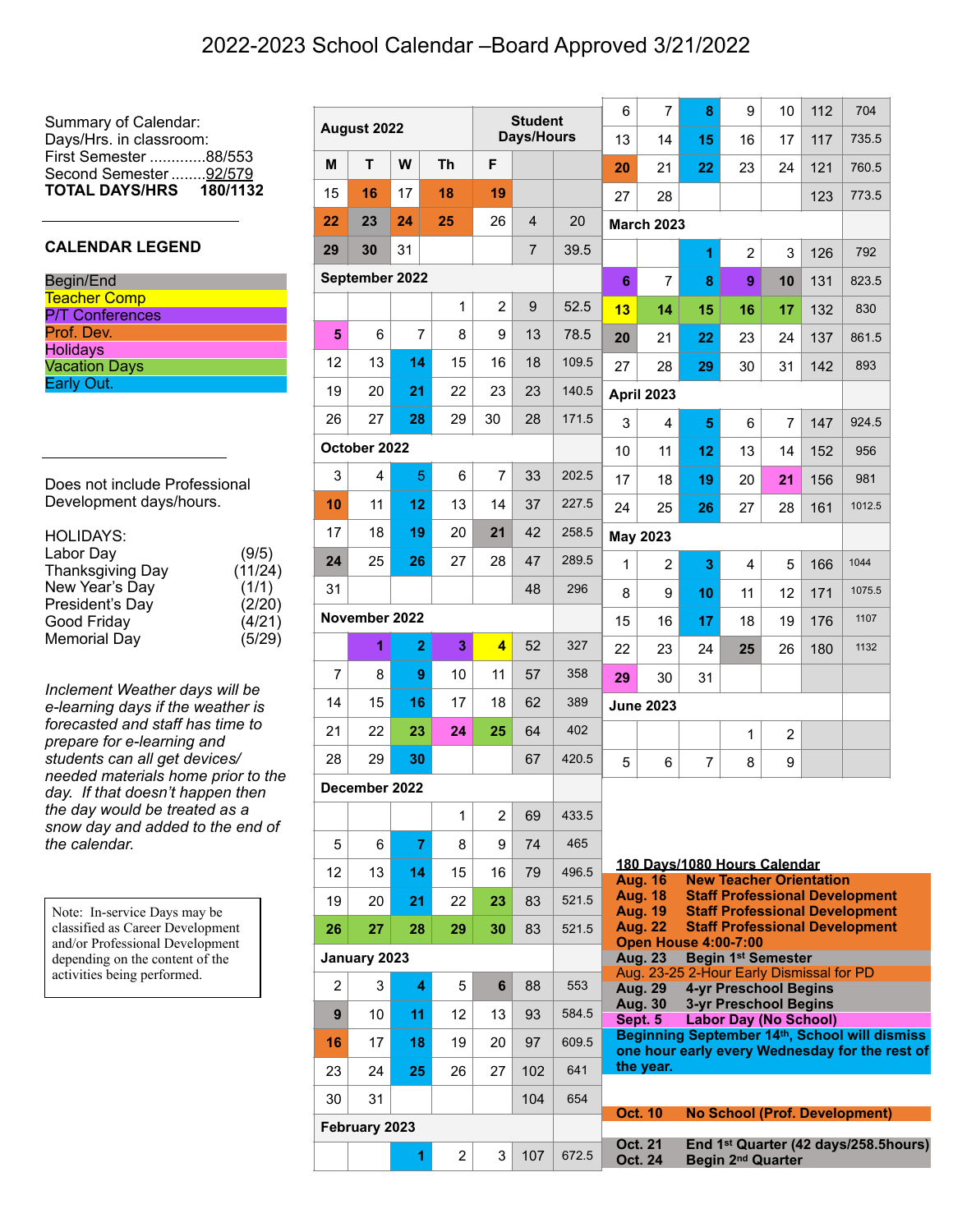# 2022-2023 School Calendar –Board Approved 3/21/2022

Summary of Calendar:
Days/Hrs. in classroom:
First Semester .............88/553
Second Semester ........92/579
**TOTAL DAYS/HRS 180/1132**

**CALENDAR LEGEND**

- Begin/End
- Teacher Comp
- P/T Conferences
- Prof. Dev.
- Holidays
- Vacation Days
- Early Out.

Does not include Professional Development days/hours.

HOLIDAYS:

| | |
|---|---|
| Labor Day | (9/5) |
| Thanksgiving Day | (11/24) |
| New Year's Day | (1/1) |
| President's Day | (2/20) |
| Good Friday | (4/21) |
| Memorial Day | (5/29) |

*Inclement Weather days will be e-learning days if the weather is forecasted and staff has time to prepare for e-learning and students can all get devices/ needed materials home prior to the day. If that doesn't happen then the day would be treated as a snow day and added to the end of the calendar.*

Note: In-service Days may be classified as Career Development and/or Professional Development depending on the content of the activities being performed.

| M | T | W | Th | F | Student Days | Student Hours |
|---|---|---|---|---|---|---|
| **August 2022** | | | | | | |
| 15 | 16 | 17 | 18 | 19 | | |
| 22 | 23 | 24 | 25 | 26 | 4 | 20 |
| 29 | 30 | 31 | | | 7 | 39.5 |
| **September 2022** | | | | | | |
| | | | 1 | 2 | 9 | 52.5 |
| 5 | 6 | 7 | 8 | 9 | 13 | 78.5 |
| 12 | 13 | 14 | 15 | 16 | 18 | 109.5 |
| 19 | 20 | 21 | 22 | 23 | 23 | 140.5 |
| 26 | 27 | 28 | 29 | 30 | 28 | 171.5 |
| **October 2022** | | | | | | |
| 3 | 4 | 5 | 6 | 7 | 33 | 202.5 |
| 10 | 11 | 12 | 13 | 14 | 37 | 227.5 |
| 17 | 18 | 19 | 20 | 21 | 42 | 258.5 |
| 24 | 25 | 26 | 27 | 28 | 47 | 289.5 |
| 31 | | | | | 48 | 296 |
| **November 2022** | | | | | | |
| | 1 | 2 | 3 | 4 | 52 | 327 |
| 7 | 8 | 9 | 10 | 11 | 57 | 358 |
| 14 | 15 | 16 | 17 | 18 | 62 | 389 |
| 21 | 22 | 23 | 24 | 25 | 64 | 402 |
| 28 | 29 | 30 | | | 67 | 420.5 |
| **December 2022** | | | | | | |
| | | | 1 | 2 | 69 | 433.5 |
| 5 | 6 | 7 | 8 | 9 | 74 | 465 |
| 12 | 13 | 14 | 15 | 16 | 79 | 496.5 |
| 19 | 20 | 21 | 22 | 23 | 83 | 521.5 |
| 26 | 27 | 28 | 29 | 30 | 83 | 521.5 |
| **January 2023** | | | | | | |
| 2 | 3 | 4 | 5 | 6 | 88 | 553 |
| 9 | 10 | 11 | 12 | 13 | 93 | 584.5 |
| 16 | 17 | 18 | 19 | 20 | 97 | 609.5 |
| 23 | 24 | 25 | 26 | 27 | 102 | 641 |
| 30 | 31 | | | | 104 | 654 |
| **February 2023** | | | | | | |
| | | 1 | 2 | 3 | 107 | 672.5 |
| 6 | 7 | 8 | 9 | 10 | 112 | 704 |
| 13 | 14 | 15 | 16 | 17 | 117 | 735.5 |
| 20 | 21 | 22 | 23 | 24 | 121 | 760.5 |
| 27 | 28 | | | | 123 | 773.5 |
| **March 2023** | | | | | | |
| | | 1 | 2 | 3 | 126 | 792 |
| 6 | 7 | 8 | 9 | 10 | 131 | 823.5 |
| 13 | 14 | 15 | 16 | 17 | 132 | 830 |
| 20 | 21 | 22 | 23 | 24 | 137 | 861.5 |
| 27 | 28 | 29 | 30 | 31 | 142 | 893 |
| **April 2023** | | | | | | |
| 3 | 4 | 5 | 6 | 7 | 147 | 924.5 |
| 10 | 11 | 12 | 13 | 14 | 152 | 956 |
| 17 | 18 | 19 | 20 | 21 | 156 | 981 |
| 24 | 25 | 26 | 27 | 28 | 161 | 1012.5 |
| **May 2023** | | | | | | |
| 1 | 2 | 3 | 4 | 5 | 166 | 1044 |
| 8 | 9 | 10 | 11 | 12 | 171 | 1075.5 |
| 15 | 16 | 17 | 18 | 19 | 176 | 1107 |
| 22 | 23 | 24 | 25 | 26 | 180 | 1132 |
| 29 | 30 | 31 | | | | |
| **June 2023** | | | | | | |
| | | | 1 | 2 | | |
| 5 | 6 | 7 | 8 | 9 | | |

**180 Days/1080 Hours Calendar**

**Aug. 16** New Teacher Orientation
**Aug. 18** Staff Professional Development
**Aug. 19** Staff Professional Development
**Aug. 22** Staff Professional Development
**Open House 4:00-7:00**
**Aug. 23** Begin 1st Semester
Aug. 23-25 2-Hour Early Dismissal for PD
**Aug. 29** 4-yr Preschool Begins
**Aug. 30** 3-yr Preschool Begins
**Sept. 5** Labor Day (No School)
**Beginning September 14th, School will dismiss one hour early every Wednesday for the rest of the year.**

**Oct. 10** No School (Prof. Development)

**Oct. 21** End 1st Quarter (42 days/258.5hours)
**Oct. 24** Begin 2nd Quarter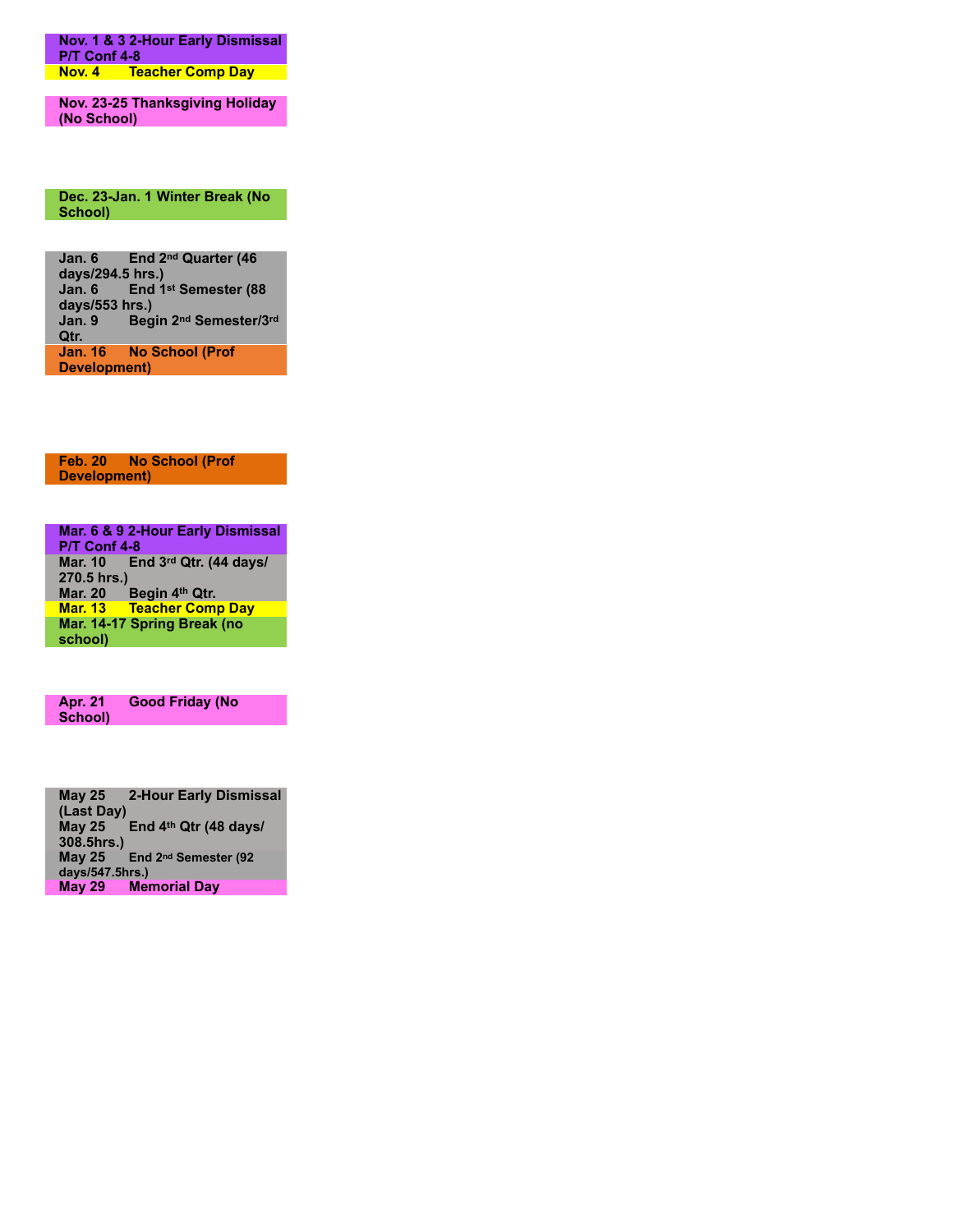**Nov. 1 & 3 2-Hour Early Dismissal P/T Conf 4-8**

**Nov. 4 Teacher Comp Day**

**Nov. 23-25 Thanksgiving Holiday (No School)**

**Dec. 23-Jan. 1 Winter Break (No School)**

**Jan. 6 End 2nd Quarter (46 days/294.5 hrs.)**

**Jan. 6 End 1st Semester (88 days/553 hrs.)**

**Jan. 9 Begin 2nd Semester/3rd Qtr.**

**Jan. 16 No School (Prof Development)**

**Feb. 20 No School (Prof Development)**

**Mar. 6 & 9 2-Hour Early Dismissal P/T Conf 4-8**

**Mar. 10 End 3rd Qtr. (44 days/ 270.5 hrs.)**

**Mar. 20 Begin 4th Qtr.**

**Mar. 13 Teacher Comp Day**

**Mar. 14-17 Spring Break (no school)**

**Apr. 21 Good Friday (No School)**

**May 25 2-Hour Early Dismissal (Last Day)**

**May 25 End 4th Qtr (48 days/ 308.5hrs.)**

**May 25 End 2nd Semester (92 days/547.5hrs.)**

**May 29 Memorial Day**